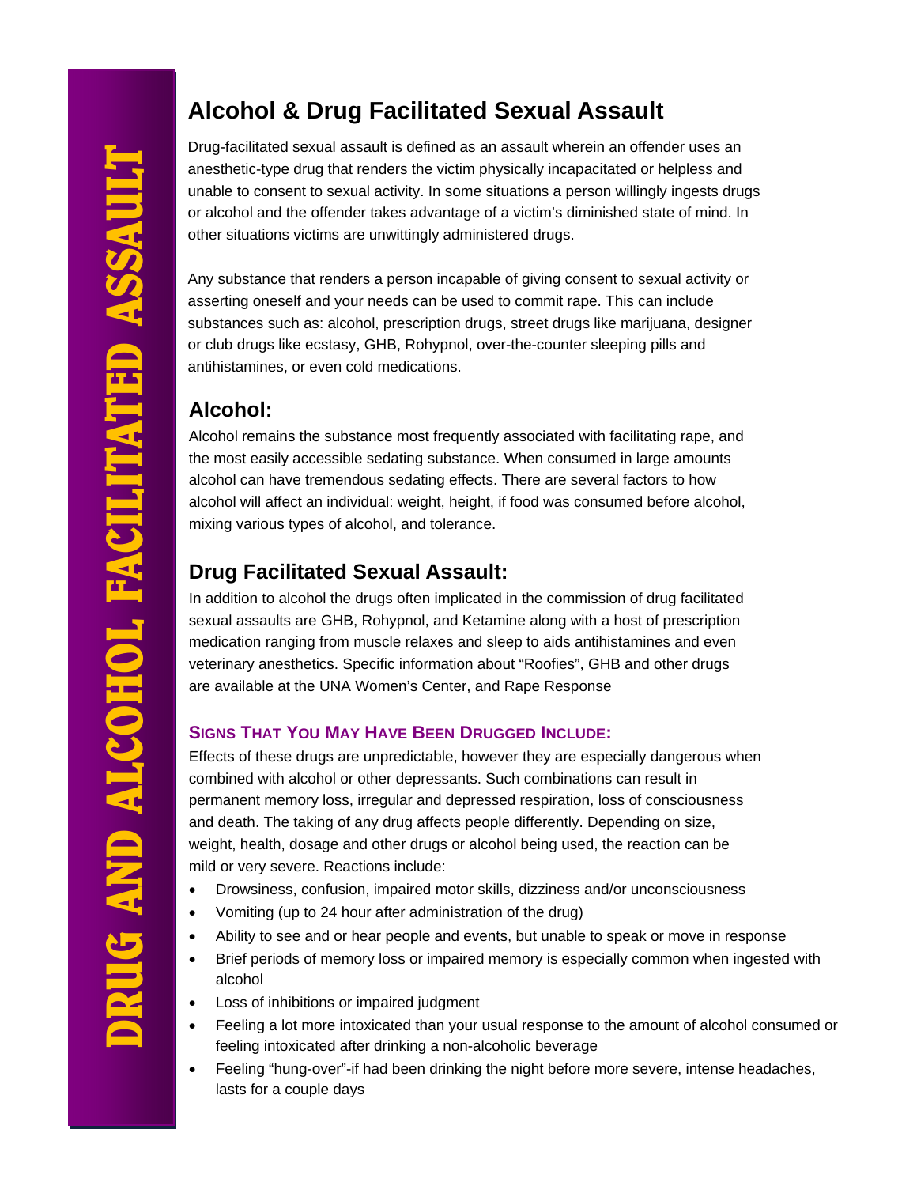# DRUG AND ALCOHOL FACILITATED ASSAULT

## Alcohol & Drug Facilitated Sexual Assault

Drug-facilitated sexual assault is defined as an assault wherein an offender uses an anesthetic-type drug that renders the victim physically incapacitated or helpless and unable to consent to sexual activity. In some situations a person willingly ingests drugs or alcohol and the offender takes advantage of a victim's diminished state of mind. In other situations victims are unwittingly administered drugs.

Any substance that renders a person incapable of giving consent to sexual activity or asserting oneself and your needs can be used to commit rape. This can include substances such as: alcohol, prescription drugs, street drugs like marijuana, designer or club drugs like ecstasy, GHB, Rohypnol, over-the-counter sleeping pills and antihistamines, or even cold medications.

### Alcohol:

Alcohol remains the substance most frequently associated with facilitating rape, and the most easily accessible sedating substance. When consumed in large amounts alcohol can have tremendous sedating effects. There are several factors to how alcohol will affect an individual: weight, height, if food was consumed before alcohol, mixing various types of alcohol, and tolerance.

### Drug Facilitated Sexual Assault:

In addition to alcohol the drugs often implicated in the commission of drug facilitated sexual assaults are GHB, Rohypnol, and Ketamine along with a host of prescription medication ranging from muscle relaxes and sleep to aids antihistamines and even veterinary anesthetics. Specific information about "Roofies", GHB and other drugs are available at the UNA Women's Center, and Rape Response

#### Signs That You May Have Been Drugged Include:

Effects of these drugs are unpredictable, however they are especially dangerous when combined with alcohol or other depressants. Such combinations can result in permanent memory loss, irregular and depressed respiration, loss of consciousness and death. The taking of any drug affects people differently. Depending on size, weight, health, dosage and other drugs or alcohol being used, the reaction can be mild or very severe. Reactions include:

- Drowsiness, confusion, impaired motor skills, dizziness and/or unconsciousness
- Vomiting (up to 24 hour after administration of the drug)
- Ability to see and or hear people and events, but unable to speak or move in response
- Brief periods of memory loss or impaired memory is especially common when ingested with alcohol
- Loss of inhibitions or impaired judgment
- Feeling a lot more intoxicated than your usual response to the amount of alcohol consumed or feeling intoxicated after drinking a non-alcoholic beverage
- Feeling "hung-over"-if had been drinking the night before more severe, intense headaches, lasts for a couple days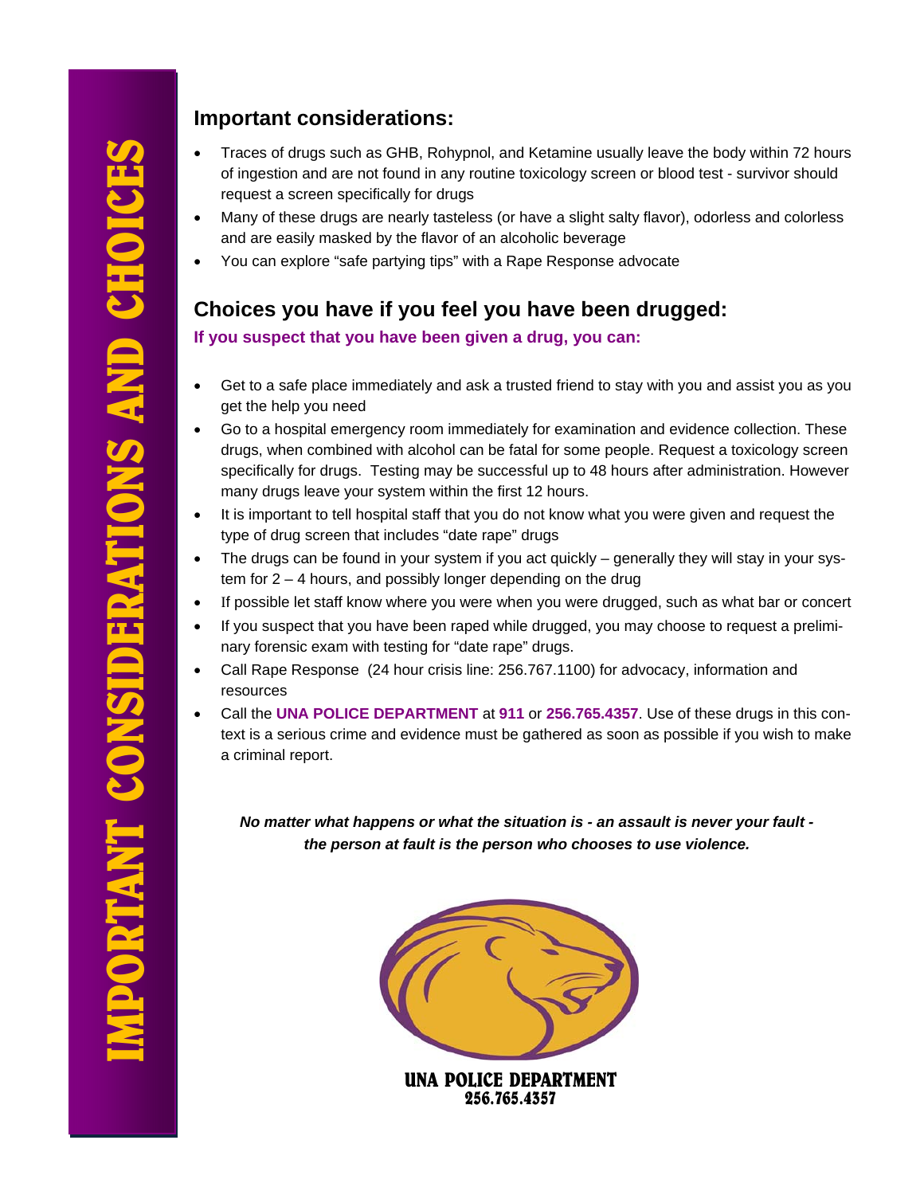# IMPORTANT CONSIDERATIONS AND CHOICES

## Important considerations:

- Traces of drugs such as GHB, Rohypnol, and Ketamine usually leave the body within 72 hours of ingestion and are not found in any routine toxicology screen or blood test - survivor should request a screen specifically for drugs
- Many of these drugs are nearly tasteless (or have a slight salty flavor), odorless and colorless and are easily masked by the flavor of an alcoholic beverage
- You can explore “safe partying tips” with a Rape Response advocate

## Choices you have if you feel you have been drugged:

**If you suspect that you have been given a drug, you can:**

- Get to a safe place immediately and ask a trusted friend to stay with you and assist you as you get the help you need
- Go to a hospital emergency room immediately for examination and evidence collection. These drugs, when combined with alcohol can be fatal for some people. Request a toxicology screen specifically for drugs. Testing may be successful up to 48 hours after administration. However many drugs leave your system within the first 12 hours.
- It is important to tell hospital staff that you do not know what you were given and request the type of drug screen that includes “date rape” drugs
- The drugs can be found in your system if you act quickly – generally they will stay in your system for 2 – 4 hours, and possibly longer depending on the drug
- If possible let staff know where you were when you were drugged, such as what bar or concert
- If you suspect that you have been raped while drugged, you may choose to request a preliminary forensic exam with testing for “date rape” drugs.
- Call Rape Response (24 hour crisis line: 256.767.1100) for advocacy, information and resources
- Call the **UNA POLICE DEPARTMENT** at **911** or **256.765.4357**. Use of these drugs in this context is a serious crime and evidence must be gathered as soon as possible if you wish to make a criminal report.

***No matter what happens or what the situation is - an assault is never your fault - the person at fault is the person who chooses to use violence.***

**UNA POLICE DEPARTMENT**
**256.765.4357**